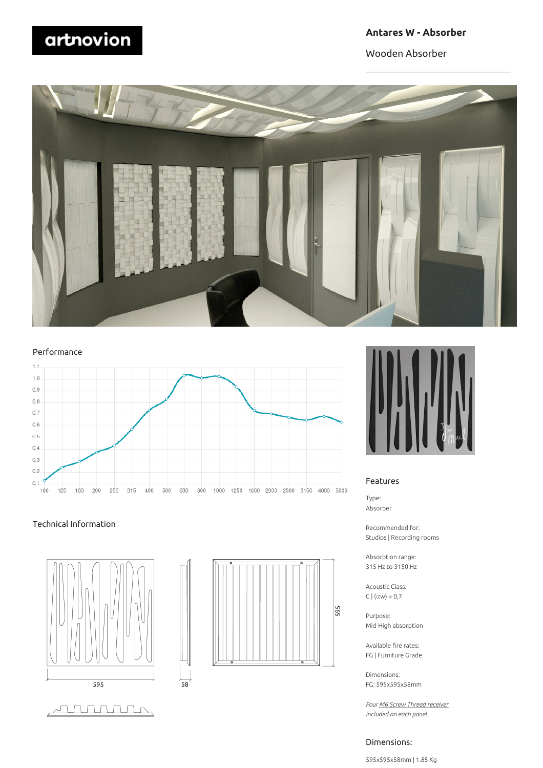artnovion

# Antares W - Absorber

Wooden Absorber

## Performance

## Technical Information

595

58

595

## Features

Type:
Absorber

Recommended for:
Studios | Recording rooms

Absorption range:
315 Hz to 3150 Hz

Acoustic Class:
C | (αw) = 0,7

Purpose:
Mid-High absorption

Available fire rates:
FG | Furniture Grade

Dimensions:
FG: 595x595x58mm

*Four M6 Screw Thread receiver included on each panel.*

## Dimensions:

595x595x58mm | 1.85 Kg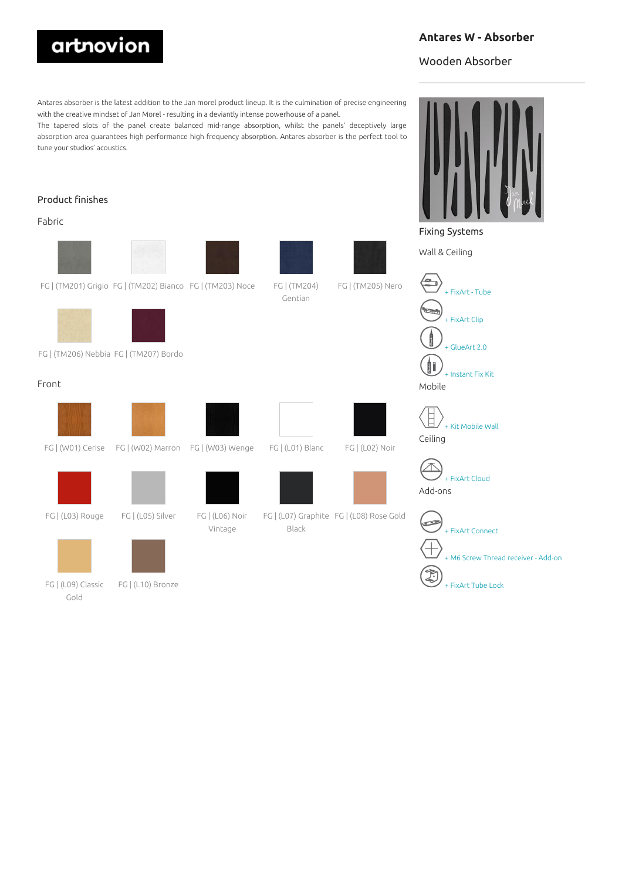# Antares W - Absorber

## Wooden Absorber

Antares absorber is the latest addition to the Jan morel product lineup. It is the culmination of precise engineering with the creative mindset of Jan Morel - resulting in a deviantly intense powerhouse of a panel.
The tapered slots of the panel create balanced mid-range absorption, whilst the panels' deceptively large absorption area guarantees high performance high frequency absorption. Antares absorber is the perfect tool to tune your studios' acoustics.

### Product finishes

#### Fabric

- FG | (TM201) Grigio
- FG | (TM202) Bianco
- FG | (TM203) Noce
- FG | (TM204) Gentian
- FG | (TM205) Nero
- FG | (TM206) Nebbia
- FG | (TM207) Bordo

#### Front

- FG | (W01) Cerise
- FG | (W02) Marron
- FG | (W03) Wenge
- FG | (L01) Blanc
- FG | (L02) Noir
- FG | (L03) Rouge
- FG | (L05) Silver
- FG | (L06) Noir Vintage
- FG | (L07) Graphite Black
- FG | (L08) Rose Gold
- FG | (L09) Classic Gold
- FG | (L10) Bronze

### Fixing Systems

#### Wall & Ceiling

- + FixArt - Tube
- + FixArt Clip
- + GlueArt 2.0
- + Instant Fix Kit

#### Mobile

- + Kit Mobile Wall

#### Ceiling

- + FixArt Cloud

#### Add-ons

- + FixArt Connect
- + M6 Screw Thread receiver - Add-on
- + FixArt Tube Lock